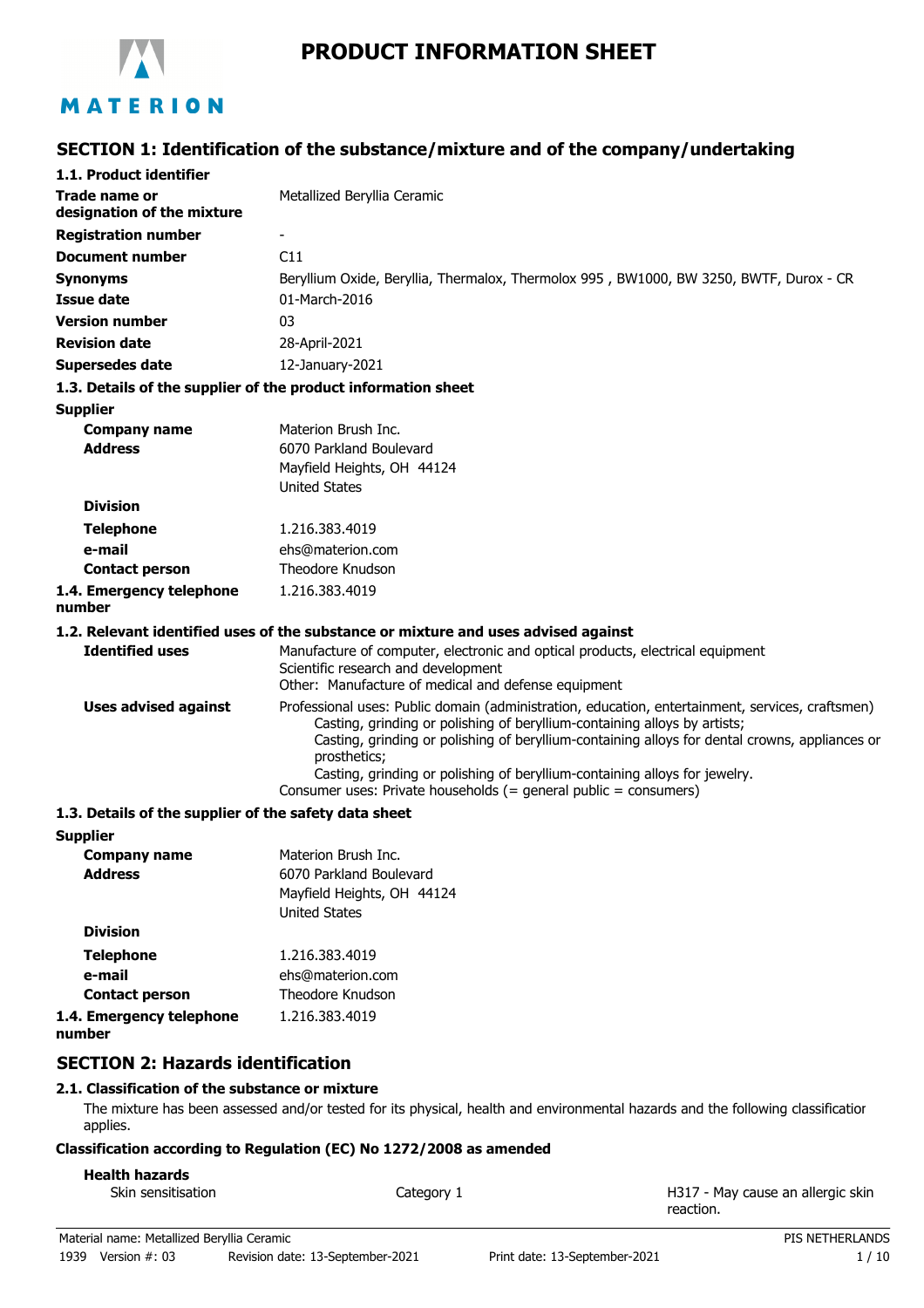# PRODUCT INFORMATION SHEET

## SECTION 1: Identification of the substance/mixture and of the company/undertaking

### 1.1. Product identifier

| | |
|---|---|
| **Trade name or designation of the mixture** | Metallized Beryllia Ceramic |
| **Registration number** | - |
| **Document number** | C11 |
| **Synonyms** | Beryllium Oxide, Beryllia, Thermalox, Thermolox 995 , BW1000, BW 3250, BWTF, Durox - CR |
| **Issue date** | 01-March-2016 |
| **Version number** | 03 |
| **Revision date** | 28-April-2021 |
| **Supersedes date** | 12-January-2021 |

### 1.3. Details of the supplier of the product information sheet

**Supplier**

| | |
|---|---|
| **Company name** | Materion Brush Inc. |
| **Address** | 6070 Parkland Boulevard<br>Mayfield Heights, OH 44124<br>United States |
| **Division** | |
| **Telephone** | 1.216.383.4019 |
| **e-mail** | ehs@materion.com |
| **Contact person** | Theodore Knudson |
| **1.4. Emergency telephone number** | 1.216.383.4019 |

### 1.2. Relevant identified uses of the substance or mixture and uses advised against

**Identified uses**

Manufacture of computer, electronic and optical products, electrical equipment
Scientific research and development
Other: Manufacture of medical and defense equipment

**Uses advised against**

Professional uses: Public domain (administration, education, entertainment, services, craftsmen)
Casting, grinding or polishing of beryllium-containing alloys by artists;
Casting, grinding or polishing of beryllium-containing alloys for dental crowns, appliances or prosthetics;
Casting, grinding or polishing of beryllium-containing alloys for jewelry.
Consumer uses: Private households (= general public = consumers)

### 1.3. Details of the supplier of the safety data sheet

**Supplier**

| | |
|---|---|
| **Company name** | Materion Brush Inc. |
| **Address** | 6070 Parkland Boulevard<br>Mayfield Heights, OH 44124<br>United States |
| **Division** | |
| **Telephone** | 1.216.383.4019 |
| **e-mail** | ehs@materion.com |
| **Contact person** | Theodore Knudson |
| **1.4. Emergency telephone number** | 1.216.383.4019 |

## SECTION 2: Hazards identification

### 2.1. Classification of the substance or mixture

The mixture has been assessed and/or tested for its physical, health and environmental hazards and the following classification applies.

**Classification according to Regulation (EC) No 1272/2008 as amended**

**Health hazards**

| | | |
|---|---|---|
| Skin sensitisation | Category 1 | H317 - May cause an allergic skin reaction. |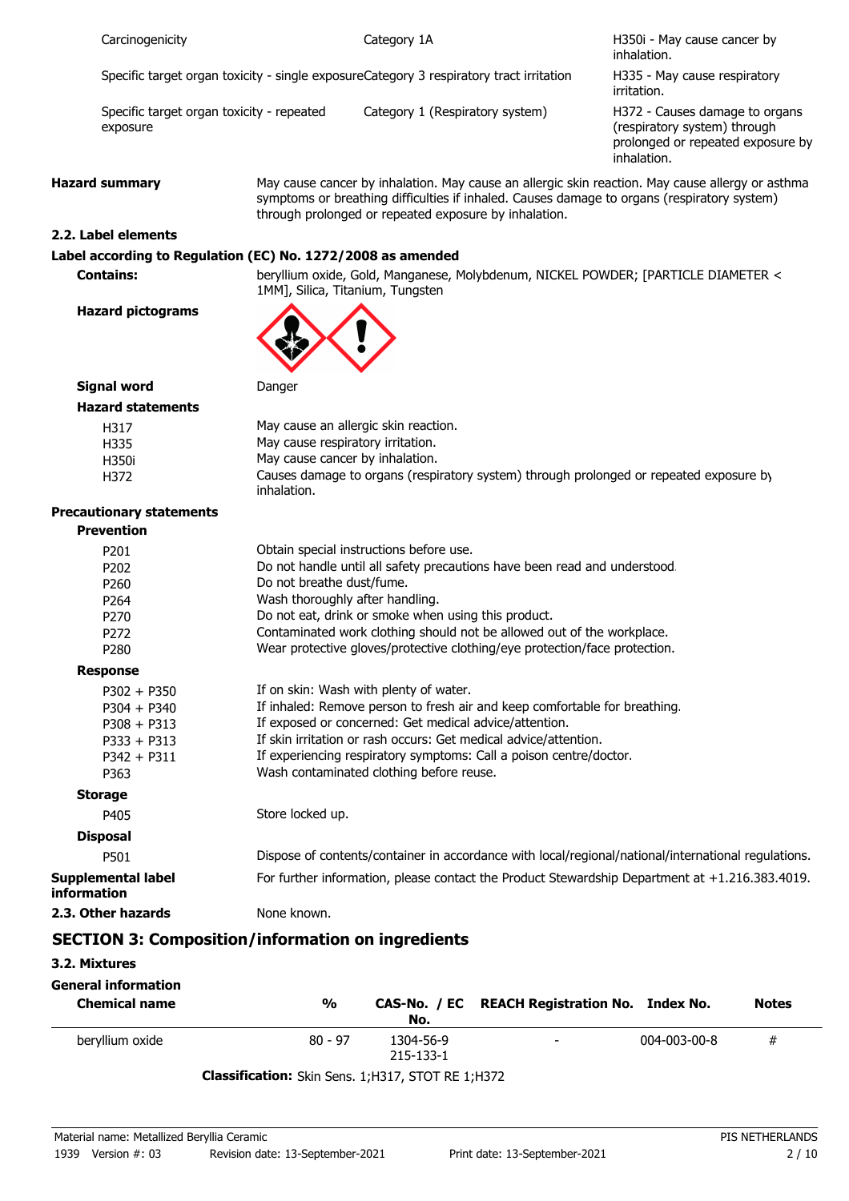| | | |
|---|---|---|
| Carcinogenicity | Category 1A | H350i - May cause cancer by inhalation. |
| Specific target organ toxicity - single exposure | Category 3 respiratory tract irritation | H335 - May cause respiratory irritation. |
| Specific target organ toxicity - repeated exposure | Category 1 (Respiratory system) | H372 - Causes damage to organs (respiratory system) through prolonged or repeated exposure by inhalation. |

**Hazard summary** May cause cancer by inhalation. May cause an allergic skin reaction. May cause allergy or asthma symptoms or breathing difficulties if inhaled. Causes damage to organs (respiratory system) through prolonged or repeated exposure by inhalation.

**2.2. Label elements**

**Label according to Regulation (EC) No. 1272/2008 as amended**

**Contains:** beryllium oxide, Gold, Manganese, Molybdenum, NICKEL POWDER; [PARTICLE DIAMETER < 1MM], Silica, Titanium, Tungsten

**Hazard pictograms**

**Signal word** Danger

**Hazard statements**

| | |
|---|---|
| H317 | May cause an allergic skin reaction. |
| H335 | May cause respiratory irritation. |
| H350i | May cause cancer by inhalation. |
| H372 | Causes damage to organs (respiratory system) through prolonged or repeated exposure by inhalation. |

**Precautionary statements**

**Prevention**

| | |
|---|---|
| P201 | Obtain special instructions before use. |
| P202 | Do not handle until all safety precautions have been read and understood. |
| P260 | Do not breathe dust/fume. |
| P264 | Wash thoroughly after handling. |
| P270 | Do not eat, drink or smoke when using this product. |
| P272 | Contaminated work clothing should not be allowed out of the workplace. |
| P280 | Wear protective gloves/protective clothing/eye protection/face protection. |

**Response**

| | |
|---|---|
| P302 + P350 | If on skin: Wash with plenty of water. |
| P304 + P340 | If inhaled: Remove person to fresh air and keep comfortable for breathing. |
| P308 + P313 | If exposed or concerned: Get medical advice/attention. |
| P333 + P313 | If skin irritation or rash occurs: Get medical advice/attention. |
| P342 + P311 | If experiencing respiratory symptoms: Call a poison centre/doctor. |
| P363 | Wash contaminated clothing before reuse. |

**Storage**

| | |
|---|---|
| P405 | Store locked up. |

**Disposal**

| | |
|---|---|
| P501 | Dispose of contents/container in accordance with local/regional/national/international regulations. |

**Supplemental label information** For further information, please contact the Product Stewardship Department at +1.216.383.4019.

**2.3. Other hazards** None known.

## SECTION 3: Composition/information on ingredients

**3.2. Mixtures**

**General information**

| Chemical name | % | CAS-No. / EC No. | REACH Registration No. | Index No. | Notes |
|---|---|---|---|---|---|
| beryllium oxide | 80 - 97 | 1304-56-9 215-133-1 | - | 004-003-00-8 | # |

**Classification:** Skin Sens. 1;H317, STOT RE 1;H372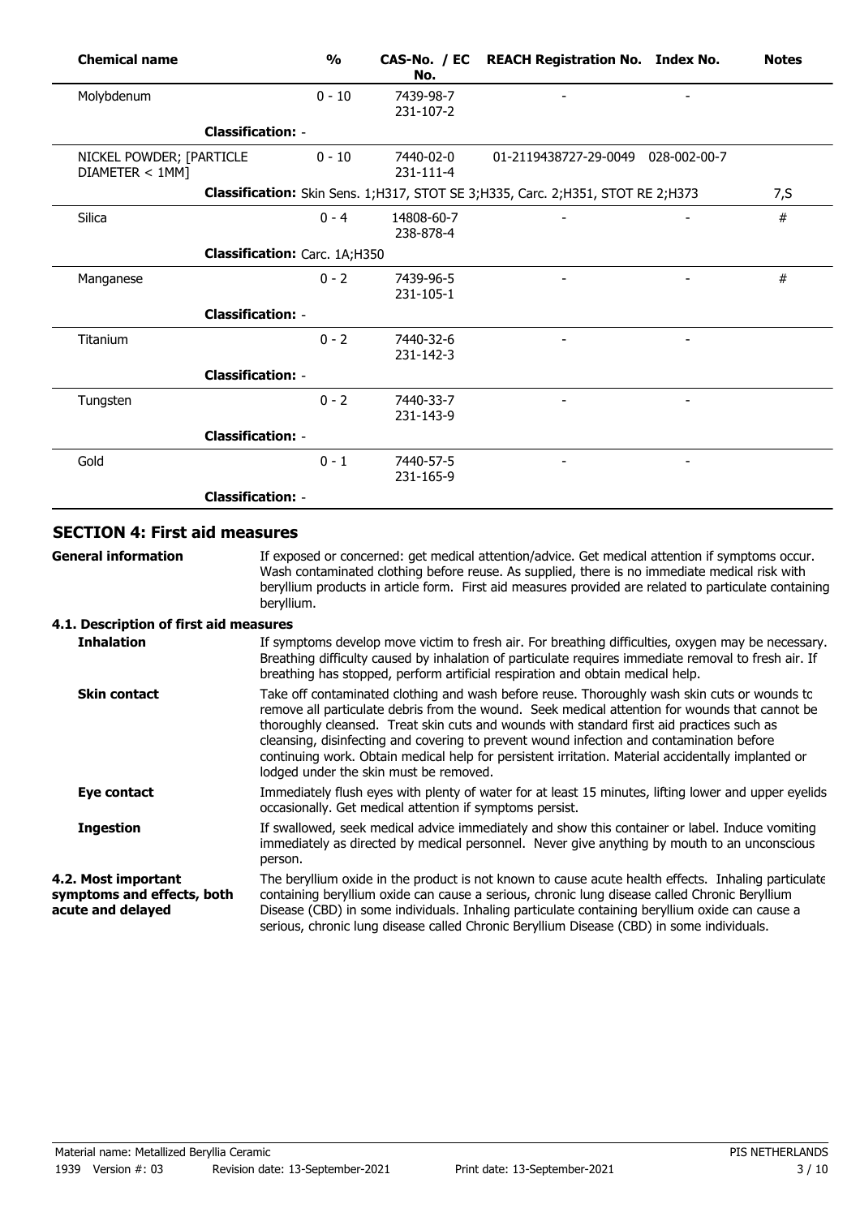| Chemical name | % | CAS-No. / EC No. | REACH Registration No. | Index No. | Notes |
|---|---|---|---|---|---|
| Molybdenum | 0 - 10 | 7439-98-7 231-107-2 | - | - | |
| **Classification:** - | | | | | |
| NICKEL POWDER; [PARTICLE DIAMETER < 1MM] | 0 - 10 | 7440-02-0 231-111-4 | 01-2119438727-29-0049 | 028-002-00-7 | |
| **Classification:** Skin Sens. 1;H317, STOT SE 3;H335, Carc. 2;H351, STOT RE 2;H373 | | | | | 7,S |
| Silica | 0 - 4 | 14808-60-7 238-878-4 | - | - | # |
| **Classification:** Carc. 1A;H350 | | | | | |
| Manganese | 0 - 2 | 7439-96-5 231-105-1 | - | - | # |
| **Classification:** - | | | | | |
| Titanium | 0 - 2 | 7440-32-6 231-142-3 | - | - | |
| **Classification:** - | | | | | |
| Tungsten | 0 - 2 | 7440-33-7 231-143-9 | - | - | |
| **Classification:** - | | | | | |
| Gold | 0 - 1 | 7440-57-5 231-165-9 | - | - | |
| **Classification:** - | | | | | |

## SECTION 4: First aid measures

**General information**

If exposed or concerned: get medical attention/advice. Get medical attention if symptoms occur. Wash contaminated clothing before reuse. As supplied, there is no immediate medical risk with beryllium products in article form. First aid measures provided are related to particulate containing beryllium.

### 4.1. Description of first aid measures

**Inhalation**

If symptoms develop move victim to fresh air. For breathing difficulties, oxygen may be necessary. Breathing difficulty caused by inhalation of particulate requires immediate removal to fresh air. If breathing has stopped, perform artificial respiration and obtain medical help.

**Skin contact**

Take off contaminated clothing and wash before reuse. Thoroughly wash skin cuts or wounds to remove all particulate debris from the wound. Seek medical attention for wounds that cannot be thoroughly cleansed. Treat skin cuts and wounds with standard first aid practices such as cleansing, disinfecting and covering to prevent wound infection and contamination before continuing work. Obtain medical help for persistent irritation. Material accidentally implanted or lodged under the skin must be removed.

**Eye contact**

Immediately flush eyes with plenty of water for at least 15 minutes, lifting lower and upper eyelids occasionally. Get medical attention if symptoms persist.

**Ingestion**

If swallowed, seek medical advice immediately and show this container or label. Induce vomiting immediately as directed by medical personnel. Never give anything by mouth to an unconscious person.

**4.2. Most important symptoms and effects, both acute and delayed**

The beryllium oxide in the product is not known to cause acute health effects. Inhaling particulate containing beryllium oxide can cause a serious, chronic lung disease called Chronic Beryllium Disease (CBD) in some individuals. Inhaling particulate containing beryllium oxide can cause a serious, chronic lung disease called Chronic Beryllium Disease (CBD) in some individuals.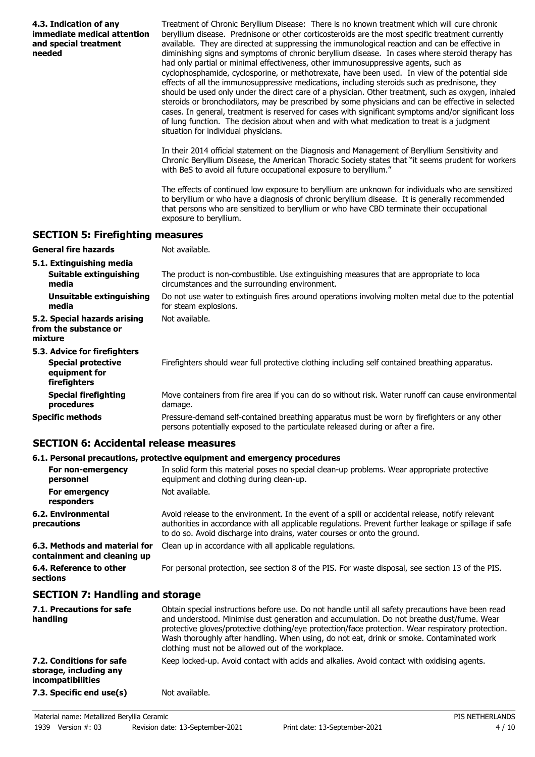| | |
|---|---|
| **4.3. Indication of any immediate medical attention and special treatment needed** | Treatment of Chronic Beryllium Disease: There is no known treatment which will cure chronic beryllium disease. Prednisone or other corticosteroids are the most specific treatment currently available. They are directed at suppressing the immunological reaction and can be effective in diminishing signs and symptoms of chronic beryllium disease. In cases where steroid therapy has had only partial or minimal effectiveness, other immunosuppressive agents, such as cyclophosphamide, cyclosporine, or methotrexate, have been used. In view of the potential side effects of all the immunosuppressive medications, including steroids such as prednisone, they should be used only under the direct care of a physician. Other treatment, such as oxygen, inhaled steroids or bronchodilators, may be prescribed by some physicians and can be effective in selected cases. In general, treatment is reserved for cases with significant symptoms and/or significant loss of lung function. The decision about when and with what medication to treat is a judgment situation for individual physicians.<br><br>In their 2014 official statement on the Diagnosis and Management of Beryllium Sensitivity and Chronic Beryllium Disease, the American Thoracic Society states that "it seems prudent for workers with BeS to avoid all future occupational exposure to beryllium."<br><br>The effects of continued low exposure to beryllium are unknown for individuals who are sensitized to beryllium or who have a diagnosis of chronic beryllium disease. It is generally recommended that persons who are sensitized to beryllium or who have CBD terminate their occupational exposure to beryllium. |

## SECTION 5: Firefighting measures

| | |
|---|---|
| **General fire hazards** | Not available. |
| **5.1. Extinguishing media** | |
| **Suitable extinguishing media** | The product is non-combustible. Use extinguishing measures that are appropriate to loca circumstances and the surrounding environment. |
| **Unsuitable extinguishing media** | Do not use water to extinguish fires around operations involving molten metal due to the potential for steam explosions. |
| **5.2. Special hazards arising from the substance or mixture** | Not available. |
| **5.3. Advice for firefighters** | |
| **Special protective equipment for firefighters** | Firefighters should wear full protective clothing including self contained breathing apparatus. |
| **Special firefighting procedures** | Move containers from fire area if you can do so without risk. Water runoff can cause environmental damage. |
| **Specific methods** | Pressure-demand self-contained breathing apparatus must be worn by firefighters or any other persons potentially exposed to the particulate released during or after a fire. |

## SECTION 6: Accidental release measures

### 6.1. Personal precautions, protective equipment and emergency procedures

| | |
|---|---|
| **For non-emergency personnel** | In solid form this material poses no special clean-up problems. Wear appropriate protective equipment and clothing during clean-up. |
| **For emergency responders** | Not available. |
| **6.2. Environmental precautions** | Avoid release to the environment. In the event of a spill or accidental release, notify relevant authorities in accordance with all applicable regulations. Prevent further leakage or spillage if safe to do so. Avoid discharge into drains, water courses or onto the ground. |
| **6.3. Methods and material for containment and cleaning up** | Clean up in accordance with all applicable regulations. |
| **6.4. Reference to other sections** | For personal protection, see section 8 of the PIS. For waste disposal, see section 13 of the PIS. |

## SECTION 7: Handling and storage

| | |
|---|---|
| **7.1. Precautions for safe handling** | Obtain special instructions before use. Do not handle until all safety precautions have been read and understood. Minimise dust generation and accumulation. Do not breathe dust/fume. Wear protective gloves/protective clothing/eye protection/face protection. Wear respiratory protection. Wash thoroughly after handling. When using, do not eat, drink or smoke. Contaminated work clothing must not be allowed out of the workplace. |
| **7.2. Conditions for safe storage, including any incompatibilities** | Keep locked-up. Avoid contact with acids and alkalies. Avoid contact with oxidising agents. |
| **7.3. Specific end use(s)** | Not available. |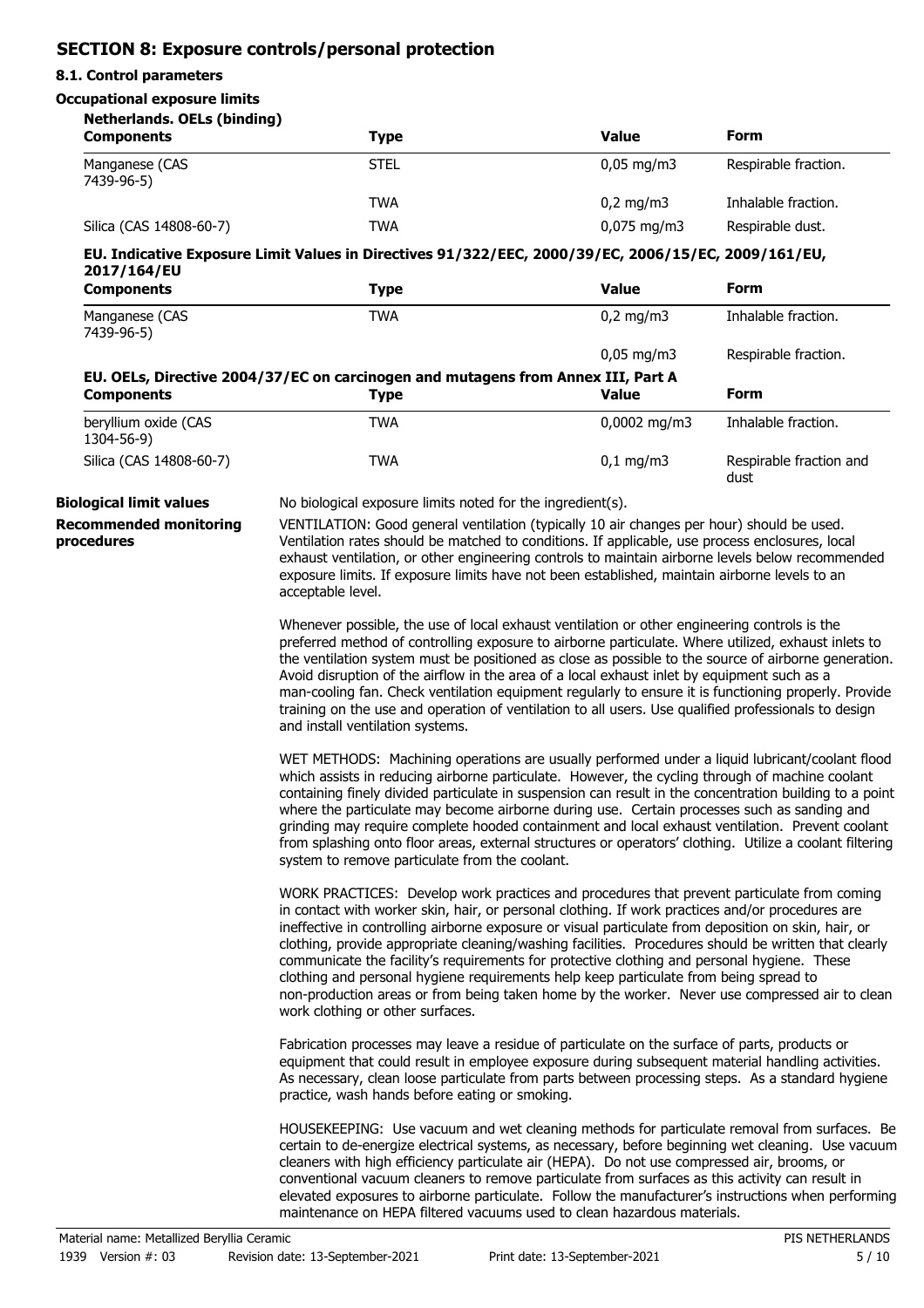## SECTION 8: Exposure controls/personal protection

### 8.1. Control parameters

**Occupational exposure limits**

**Netherlands. OELs (binding)**

| Components | Type | Value | Form |
|---|---|---|---|
| Manganese (CAS 7439-96-5) | STEL | 0,05 mg/m3 | Respirable fraction. |
| | TWA | 0,2 mg/m3 | Inhalable fraction. |
| Silica (CAS 14808-60-7) | TWA | 0,075 mg/m3 | Respirable dust. |

**EU. Indicative Exposure Limit Values in Directives 91/322/EEC, 2000/39/EC, 2006/15/EC, 2009/161/EU, 2017/164/EU**

| Components | Type | Value | Form |
|---|---|---|---|
| Manganese (CAS 7439-96-5) | TWA | 0,2 mg/m3 | Inhalable fraction. |
| | | 0,05 mg/m3 | Respirable fraction. |

**EU. OELs, Directive 2004/37/EC on carcinogen and mutagens from Annex III, Part A**

| Components | Type | Value | Form |
|---|---|---|---|
| beryllium oxide (CAS 1304-56-9) | TWA | 0,0002 mg/m3 | Inhalable fraction. |
| Silica (CAS 14808-60-7) | TWA | 0,1 mg/m3 | Respirable fraction and dust |

**Biological limit values**

No biological exposure limits noted for the ingredient(s).

**Recommended monitoring procedures**

VENTILATION: Good general ventilation (typically 10 air changes per hour) should be used. Ventilation rates should be matched to conditions. If applicable, use process enclosures, local exhaust ventilation, or other engineering controls to maintain airborne levels below recommended exposure limits. If exposure limits have not been established, maintain airborne levels to an acceptable level.

Whenever possible, the use of local exhaust ventilation or other engineering controls is the preferred method of controlling exposure to airborne particulate. Where utilized, exhaust inlets to the ventilation system must be positioned as close as possible to the source of airborne generation. Avoid disruption of the airflow in the area of a local exhaust inlet by equipment such as a man-cooling fan. Check ventilation equipment regularly to ensure it is functioning properly. Provide training on the use and operation of ventilation to all users. Use qualified professionals to design and install ventilation systems.

WET METHODS: Machining operations are usually performed under a liquid lubricant/coolant flood which assists in reducing airborne particulate. However, the cycling through of machine coolant containing finely divided particulate in suspension can result in the concentration building to a point where the particulate may become airborne during use. Certain processes such as sanding and grinding may require complete hooded containment and local exhaust ventilation. Prevent coolant from splashing onto floor areas, external structures or operators' clothing. Utilize a coolant filtering system to remove particulate from the coolant.

WORK PRACTICES: Develop work practices and procedures that prevent particulate from coming in contact with worker skin, hair, or personal clothing. If work practices and/or procedures are ineffective in controlling airborne exposure or visual particulate from deposition on skin, hair, or clothing, provide appropriate cleaning/washing facilities. Procedures should be written that clearly communicate the facility's requirements for protective clothing and personal hygiene. These clothing and personal hygiene requirements help keep particulate from being spread to non-production areas or from being taken home by the worker. Never use compressed air to clean work clothing or other surfaces.

Fabrication processes may leave a residue of particulate on the surface of parts, products or equipment that could result in employee exposure during subsequent material handling activities. As necessary, clean loose particulate from parts between processing steps. As a standard hygiene practice, wash hands before eating or smoking.

HOUSEKEEPING: Use vacuum and wet cleaning methods for particulate removal from surfaces. Be certain to de-energize electrical systems, as necessary, before beginning wet cleaning. Use vacuum cleaners with high efficiency particulate air (HEPA). Do not use compressed air, brooms, or conventional vacuum cleaners to remove particulate from surfaces as this activity can result in elevated exposures to airborne particulate. Follow the manufacturer's instructions when performing maintenance on HEPA filtered vacuums used to clean hazardous materials.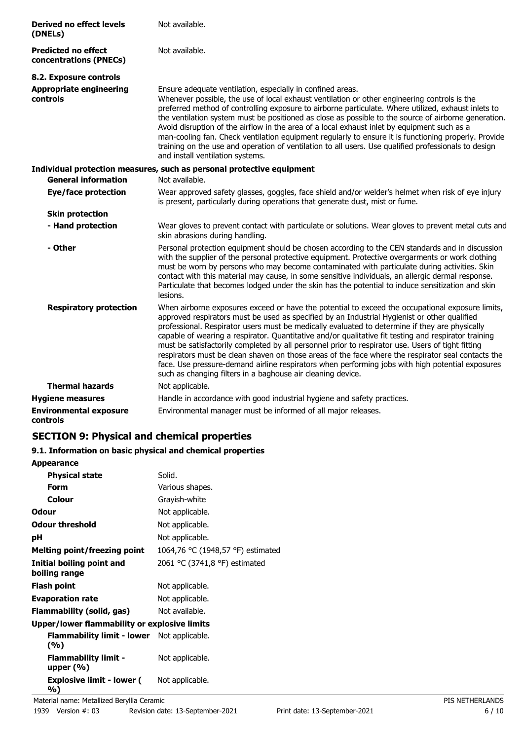| | |
|---|---|
| **Derived no effect levels (DNELs)** | Not available. |
| **Predicted no effect concentrations (PNECs)** | Not available. |

**8.2. Exposure controls**

| | |
|---|---|
| **Appropriate engineering controls** | Ensure adequate ventilation, especially in confined areas. Whenever possible, the use of local exhaust ventilation or other engineering controls is the preferred method of controlling exposure to airborne particulate. Where utilized, exhaust inlets to the ventilation system must be positioned as close as possible to the source of airborne generation. Avoid disruption of the airflow in the area of a local exhaust inlet by equipment such as a man-cooling fan. Check ventilation equipment regularly to ensure it is functioning properly. Provide training on the use and operation of ventilation to all users. Use qualified professionals to design and install ventilation systems. |

**Individual protection measures, such as personal protective equipment**

| | |
|---|---|
| **General information** | Not available. |
| **Eye/face protection** | Wear approved safety glasses, goggles, face shield and/or welder's helmet when risk of eye injury is present, particularly during operations that generate dust, mist or fume. |
| **Skin protection** | |
| **- Hand protection** | Wear gloves to prevent contact with particulate or solutions. Wear gloves to prevent metal cuts and skin abrasions during handling. |
| **- Other** | Personal protection equipment should be chosen according to the CEN standards and in discussion with the supplier of the personal protective equipment. Protective overgarments or work clothing must be worn by persons who may become contaminated with particulate during activities. Skin contact with this material may cause, in some sensitive individuals, an allergic dermal response. Particulate that becomes lodged under the skin has the potential to induce sensitization and skin lesions. |
| **Respiratory protection** | When airborne exposures exceed or have the potential to exceed the occupational exposure limits, approved respirators must be used as specified by an Industrial Hygienist or other qualified professional. Respirator users must be medically evaluated to determine if they are physically capable of wearing a respirator. Quantitative and/or qualitative fit testing and respirator training must be satisfactorily completed by all personnel prior to respirator use. Users of tight fitting respirators must be clean shaven on those areas of the face where the respirator seal contacts the face. Use pressure-demand airline respirators when performing jobs with high potential exposures such as changing filters in a baghouse air cleaning device. |
| **Thermal hazards** | Not applicable. |
| **Hygiene measures** | Handle in accordance with good industrial hygiene and safety practices. |
| **Environmental exposure controls** | Environmental manager must be informed of all major releases. |

## SECTION 9: Physical and chemical properties

**9.1. Information on basic physical and chemical properties**

| | |
|---|---|
| **Appearance** | |
| **Physical state** | Solid. |
| **Form** | Various shapes. |
| **Colour** | Grayish-white |
| **Odour** | Not applicable. |
| **Odour threshold** | Not applicable. |
| **pH** | Not applicable. |
| **Melting point/freezing point** | 1064,76 °C (1948,57 °F) estimated |
| **Initial boiling point and boiling range** | 2061 °C (3741,8 °F) estimated |
| **Flash point** | Not applicable. |
| **Evaporation rate** | Not applicable. |
| **Flammability (solid, gas)** | Not available. |
| **Upper/lower flammability or explosive limits** | |
| **Flammability limit - lower (%)** | Not applicable. |
| **Flammability limit - upper (%)** | Not applicable. |
| **Explosive limit - lower (%)** | Not applicable. |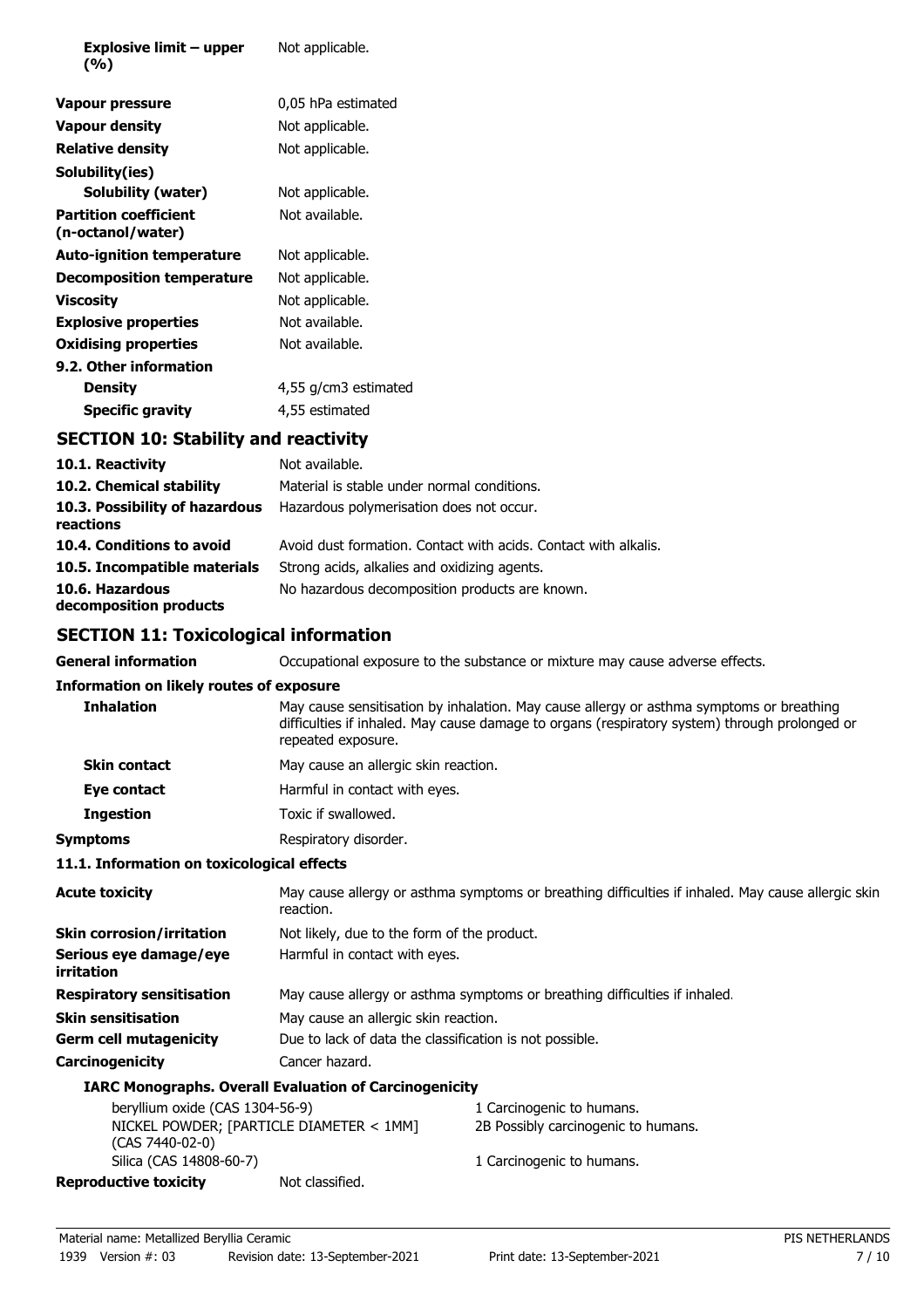| | |
|---|---|
| **Explosive limit – upper (%)** | Not applicable. |
| **Vapour pressure** | 0,05 hPa estimated |
| **Vapour density** | Not applicable. |
| **Relative density** | Not applicable. |
| **Solubility(ies)** | |
| **Solubility (water)** | Not applicable. |
| **Partition coefficient (n-octanol/water)** | Not available. |
| **Auto-ignition temperature** | Not applicable. |
| **Decomposition temperature** | Not applicable. |
| **Viscosity** | Not applicable. |
| **Explosive properties** | Not available. |
| **Oxidising properties** | Not available. |
| **9.2. Other information** | |
| **Density** | 4,55 g/cm3 estimated |
| **Specific gravity** | 4,55 estimated |

## SECTION 10: Stability and reactivity

| | |
|---|---|
| **10.1. Reactivity** | Not available. |
| **10.2. Chemical stability** | Material is stable under normal conditions. |
| **10.3. Possibility of hazardous reactions** | Hazardous polymerisation does not occur. |
| **10.4. Conditions to avoid** | Avoid dust formation. Contact with acids. Contact with alkalis. |
| **10.5. Incompatible materials** | Strong acids, alkalies and oxidizing agents. |
| **10.6. Hazardous decomposition products** | No hazardous decomposition products are known. |

## SECTION 11: Toxicological information

| | |
|---|---|
| **General information** | Occupational exposure to the substance or mixture may cause adverse effects. |

**Information on likely routes of exposure**

| | |
|---|---|
| **Inhalation** | May cause sensitisation by inhalation. May cause allergy or asthma symptoms or breathing difficulties if inhaled. May cause damage to organs (respiratory system) through prolonged or repeated exposure. |
| **Skin contact** | May cause an allergic skin reaction. |
| **Eye contact** | Harmful in contact with eyes. |
| **Ingestion** | Toxic if swallowed. |
| **Symptoms** | Respiratory disorder. |

**11.1. Information on toxicological effects**

| | |
|---|---|
| **Acute toxicity** | May cause allergy or asthma symptoms or breathing difficulties if inhaled. May cause allergic skin reaction. |
| **Skin corrosion/irritation** | Not likely, due to the form of the product. |
| **Serious eye damage/eye irritation** | Harmful in contact with eyes. |
| **Respiratory sensitisation** | May cause allergy or asthma symptoms or breathing difficulties if inhaled. |
| **Skin sensitisation** | May cause an allergic skin reaction. |
| **Germ cell mutagenicity** | Due to lack of data the classification is not possible. |
| **Carcinogenicity** | Cancer hazard. |

**IARC Monographs. Overall Evaluation of Carcinogenicity**

| | |
|---|---|
| beryllium oxide (CAS 1304-56-9) | 1 Carcinogenic to humans. |
| NICKEL POWDER; [PARTICLE DIAMETER < 1MM] (CAS 7440-02-0) | 2B Possibly carcinogenic to humans. |
| Silica (CAS 14808-60-7) | 1 Carcinogenic to humans. |

| | |
|---|---|
| **Reproductive toxicity** | Not classified. |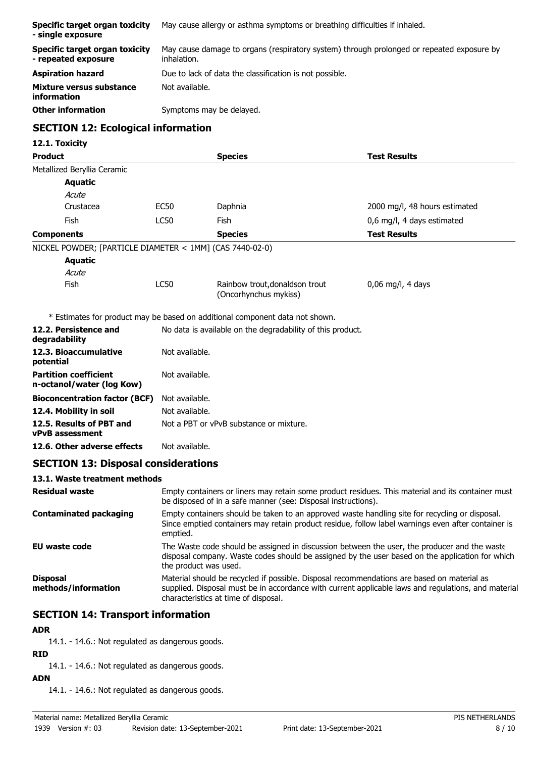| | |
|---|---|
| **Specific target organ toxicity - single exposure** | May cause allergy or asthma symptoms or breathing difficulties if inhaled. |
| **Specific target organ toxicity - repeated exposure** | May cause damage to organs (respiratory system) through prolonged or repeated exposure by inhalation. |
| **Aspiration hazard** | Due to lack of data the classification is not possible. |
| **Mixture versus substance information** | Not available. |
| **Other information** | Symptoms may be delayed. |

## SECTION 12: Ecological information

### 12.1. Toxicity

| Product | | Species | Test Results |
|---|---|---|---|
| Metallized Beryllia Ceramic | | | |
| **Aquatic** | | | |
| *Acute* | | | |
| Crustacea | EC50 | Daphnia | 2000 mg/l, 48 hours estimated |
| Fish | LC50 | Fish | 0,6 mg/l, 4 days estimated |
| **Components** | | **Species** | **Test Results** |
| NICKEL POWDER; [PARTICLE DIAMETER < 1MM] (CAS 7440-02-0) | | | |
| **Aquatic** | | | |
| *Acute* | | | |
| Fish | LC50 | Rainbow trout,donaldson trout (Oncorhynchus mykiss) | 0,06 mg/l, 4 days |

\* Estimates for product may be based on additional component data not shown.

| | |
|---|---|
| **12.2. Persistence and degradability** | No data is available on the degradability of this product. |
| **12.3. Bioaccumulative potential** | Not available. |
| **Partition coefficient n-octanol/water (log Kow)** | Not available. |
| **Bioconcentration factor (BCF)** | Not available. |
| **12.4. Mobility in soil** | Not available. |
| **12.5. Results of PBT and vPvB assessment** | Not a PBT or vPvB substance or mixture. |
| **12.6. Other adverse effects** | Not available. |

## SECTION 13: Disposal considerations

### 13.1. Waste treatment methods

| | |
|---|---|
| **Residual waste** | Empty containers or liners may retain some product residues. This material and its container must be disposed of in a safe manner (see: Disposal instructions). |
| **Contaminated packaging** | Empty containers should be taken to an approved waste handling site for recycling or disposal. Since emptied containers may retain product residue, follow label warnings even after container is emptied. |
| **EU waste code** | The Waste code should be assigned in discussion between the user, the producer and the waste disposal company. Waste codes should be assigned by the user based on the application for which the product was used. |
| **Disposal methods/information** | Material should be recycled if possible. Disposal recommendations are based on material as supplied. Disposal must be in accordance with current applicable laws and regulations, and material characteristics at time of disposal. |

## SECTION 14: Transport information

**ADR**

14.1. - 14.6.: Not regulated as dangerous goods.

**RID**

14.1. - 14.6.: Not regulated as dangerous goods.

**ADN**

14.1. - 14.6.: Not regulated as dangerous goods.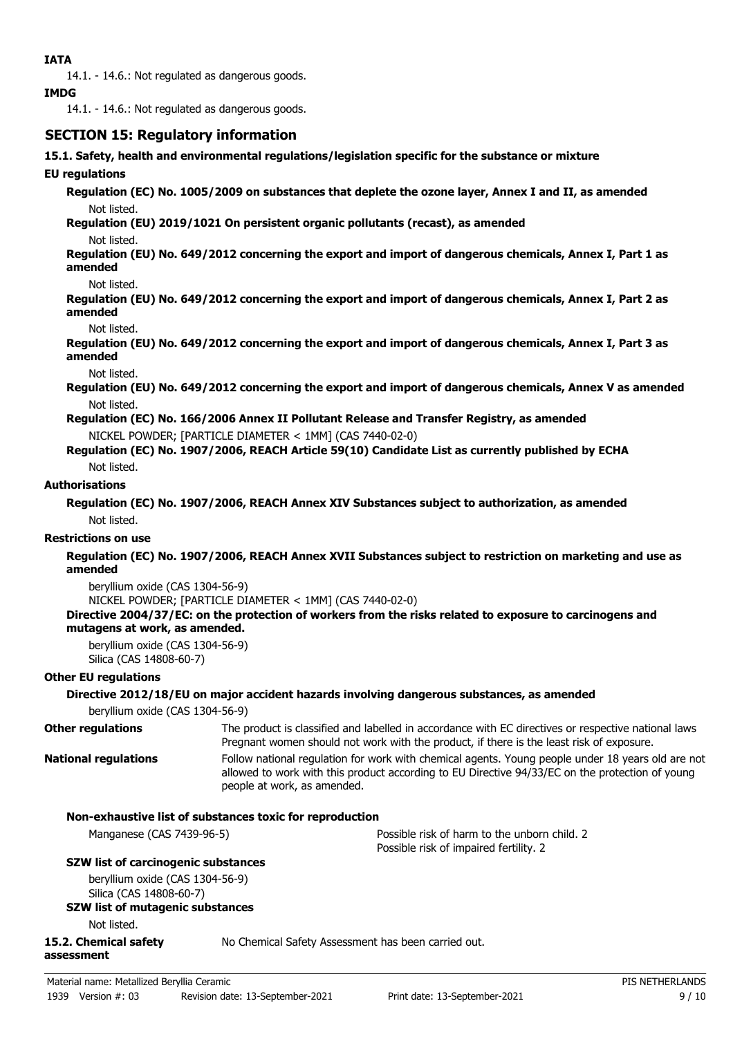**IATA**

14.1. - 14.6.: Not regulated as dangerous goods.

**IMDG**

14.1. - 14.6.: Not regulated as dangerous goods.

## SECTION 15: Regulatory information

**15.1. Safety, health and environmental regulations/legislation specific for the substance or mixture**

**EU regulations**

**Regulation (EC) No. 1005/2009 on substances that deplete the ozone layer, Annex I and II, as amended**

Not listed.

**Regulation (EU) 2019/1021 On persistent organic pollutants (recast), as amended**

Not listed.

**Regulation (EU) No. 649/2012 concerning the export and import of dangerous chemicals, Annex I, Part 1 as amended**

Not listed.

**Regulation (EU) No. 649/2012 concerning the export and import of dangerous chemicals, Annex I, Part 2 as amended**

Not listed.

**Regulation (EU) No. 649/2012 concerning the export and import of dangerous chemicals, Annex I, Part 3 as amended**

Not listed.

**Regulation (EU) No. 649/2012 concerning the export and import of dangerous chemicals, Annex V as amended**

Not listed.

**Regulation (EC) No. 166/2006 Annex II Pollutant Release and Transfer Registry, as amended**

NICKEL POWDER; [PARTICLE DIAMETER < 1MM] (CAS 7440-02-0)

**Regulation (EC) No. 1907/2006, REACH Article 59(10) Candidate List as currently published by ECHA**

Not listed.

**Authorisations**

**Regulation (EC) No. 1907/2006, REACH Annex XIV Substances subject to authorization, as amended**

Not listed.

**Restrictions on use**

**Regulation (EC) No. 1907/2006, REACH Annex XVII Substances subject to restriction on marketing and use as amended**

beryllium oxide (CAS 1304-56-9)
NICKEL POWDER; [PARTICLE DIAMETER < 1MM] (CAS 7440-02-0)

**Directive 2004/37/EC: on the protection of workers from the risks related to exposure to carcinogens and mutagens at work, as amended.**

beryllium oxide (CAS 1304-56-9)
Silica (CAS 14808-60-7)

**Other EU regulations**

**Directive 2012/18/EU on major accident hazards involving dangerous substances, as amended**

beryllium oxide (CAS 1304-56-9)

**Other regulations** The product is classified and labelled in accordance with EC directives or respective national laws Pregnant women should not work with the product, if there is the least risk of exposure.

**National regulations** Follow national regulation for work with chemical agents. Young people under 18 years old are not allowed to work with this product according to EU Directive 94/33/EC on the protection of young people at work, as amended.

**Non-exhaustive list of substances toxic for reproduction**

Manganese (CAS 7439-96-5) — Possible risk of harm to the unborn child. 2
Possible risk of impaired fertility. 2

**SZW list of carcinogenic substances**

beryllium oxide (CAS 1304-56-9)
Silica (CAS 14808-60-7)

**SZW list of mutagenic substances**

Not listed.

**15.2. Chemical safety assessment** No Chemical Safety Assessment has been carried out.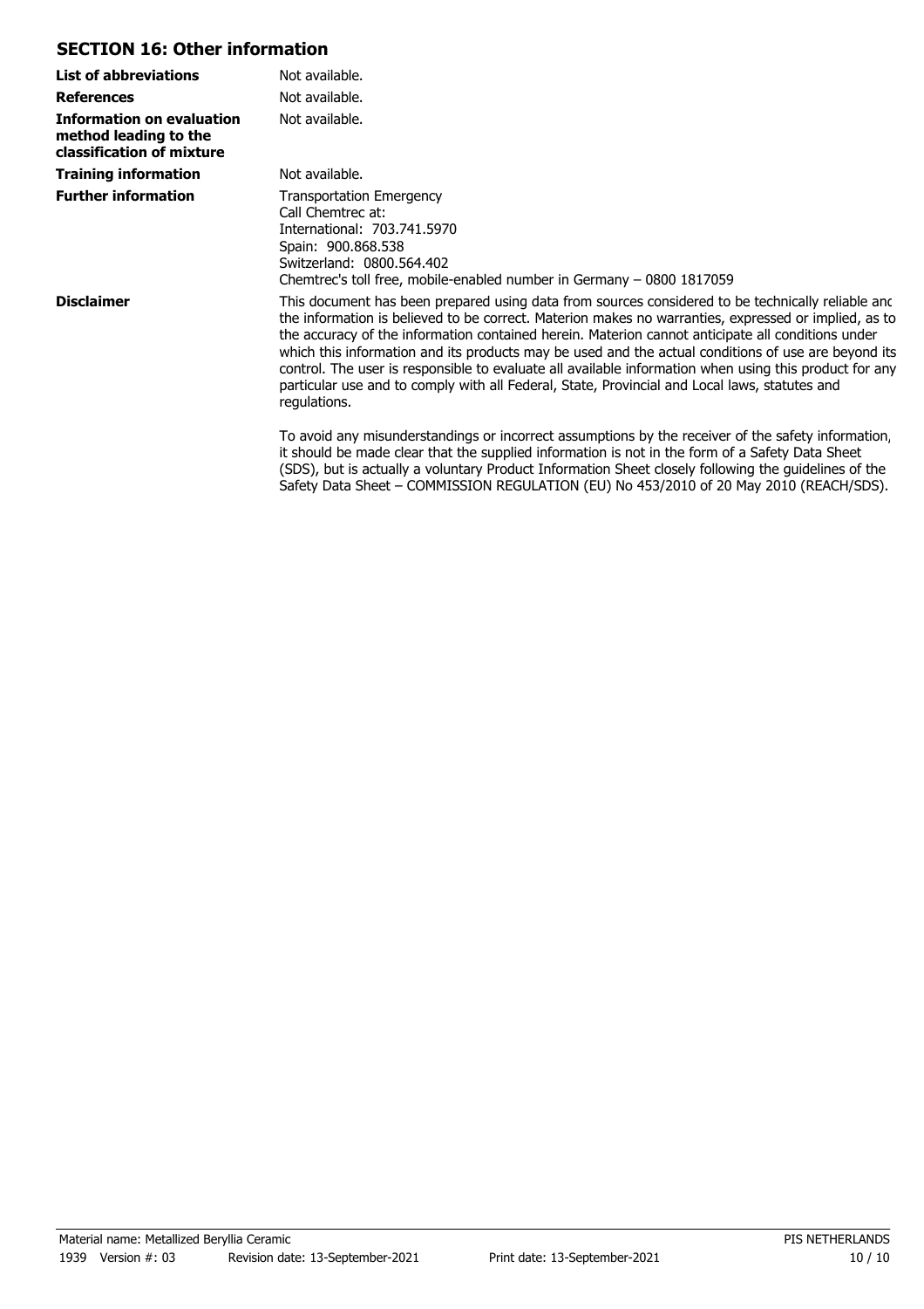## SECTION 16: Other information

| | |
|---|---|
| **List of abbreviations** | Not available. |
| **References** | Not available. |
| **Information on evaluation method leading to the classification of mixture** | Not available. |
| **Training information** | Not available. |
| **Further information** | Transportation Emergency<br>Call Chemtrec at:<br>International: 703.741.5970<br>Spain: 900.868.538<br>Switzerland: 0800.564.402<br>Chemtrec's toll free, mobile-enabled number in Germany – 0800 1817059 |
| **Disclaimer** | This document has been prepared using data from sources considered to be technically reliable and the information is believed to be correct. Materion makes no warranties, expressed or implied, as to the accuracy of the information contained herein. Materion cannot anticipate all conditions under which this information and its products may be used and the actual conditions of use are beyond its control. The user is responsible to evaluate all available information when using this product for any particular use and to comply with all Federal, State, Provincial and Local laws, statutes and regulations.<br><br>To avoid any misunderstandings or incorrect assumptions by the receiver of the safety information, it should be made clear that the supplied information is not in the form of a Safety Data Sheet (SDS), but is actually a voluntary Product Information Sheet closely following the guidelines of the Safety Data Sheet – COMMISSION REGULATION (EU) No 453/2010 of 20 May 2010 (REACH/SDS). |

Material name: Metallized Beryllia Ceramic
1939 Version #: 03 Revision date: 13-September-2021 Print date: 13-September-2021
PIS NETHERLANDS